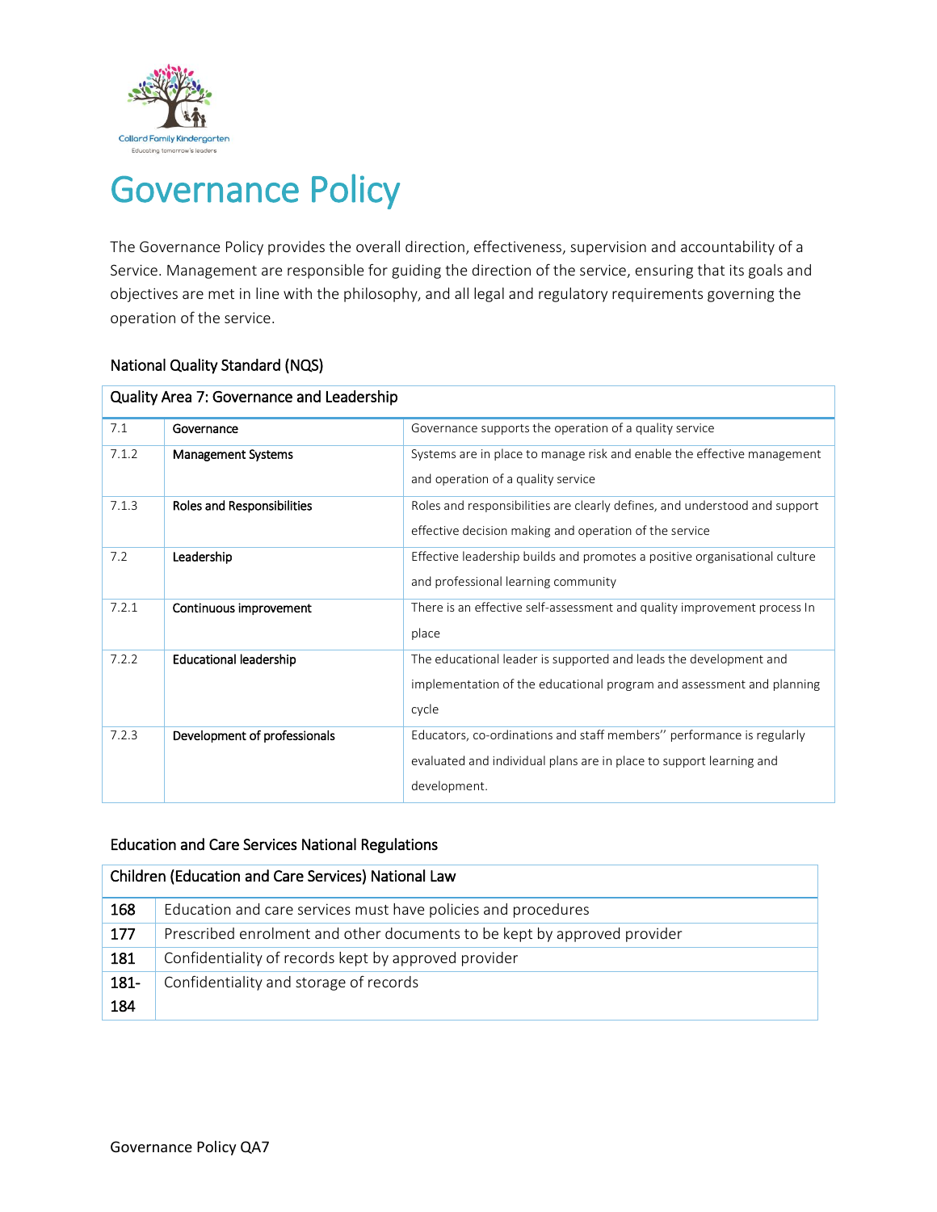# Governance Policy

The Governance Policy provides the overall direction, effectiveness, supervision and accountability of a Service. Management are responsible for guiding the direction of the service, ensuring that its goals and objectives are met in line with the philosophy, and all legal and regulatory requirements governing the operation of the service.

## National Quality Standard (NQS)

| Quality Area 7: Governance and Leadership | | |
|---|---|---|
| 7.1 | **Governance** | Governance supports the operation of a quality service |
| 7.1.2 | **Management Systems** | Systems are in place to manage risk and enable the effective management and operation of a quality service |
| 7.1.3 | **Roles and Responsibilities** | Roles and responsibilities are clearly defines, and understood and support effective decision making and operation of the service |
| 7.2 | **Leadership** | Effective leadership builds and promotes a positive organisational culture and professional learning community |
| 7.2.1 | **Continuous improvement** | There is an effective self-assessment and quality improvement process In place |
| 7.2.2 | **Educational leadership** | The educational leader is supported and leads the development and implementation of the educational program and assessment and planning cycle |
| 7.2.3 | **Development of professionals** | Educators, co-ordinations and staff members'' performance is regularly evaluated and individual plans are in place to support learning and development. |

## Education and Care Services National Regulations

| Children (Education and Care Services) National Law | |
|---|---|
| 168 | Education and care services must have policies and procedures |
| 177 | Prescribed enrolment and other documents to be kept by approved provider |
| 181 | Confidentiality of records kept by approved provider |
| 181-184 | Confidentiality and storage of records |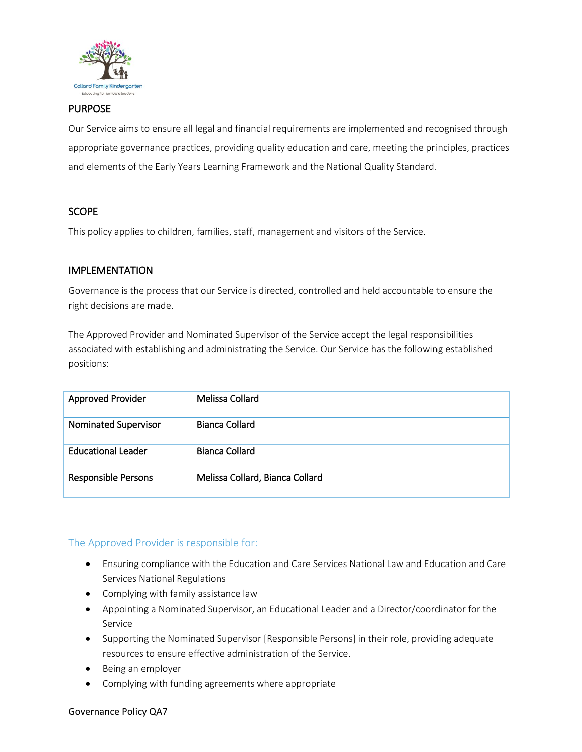## PURPOSE

Our Service aims to ensure all legal and financial requirements are implemented and recognised through appropriate governance practices, providing quality education and care, meeting the principles, practices and elements of the Early Years Learning Framework and the National Quality Standard.

## SCOPE

This policy applies to children, families, staff, management and visitors of the Service.

## IMPLEMENTATION

Governance is the process that our Service is directed, controlled and held accountable to ensure the right decisions are made.

The Approved Provider and Nominated Supervisor of the Service accept the legal responsibilities associated with establishing and administrating the Service. Our Service has the following established positions:

| Approved Provider | Melissa Collard |
|---|---|
| Nominated Supervisor | Bianca Collard |
| Educational Leader | Bianca Collard |
| Responsible Persons | Melissa Collard, Bianca Collard |

### The Approved Provider is responsible for:

- Ensuring compliance with the Education and Care Services National Law and Education and Care Services National Regulations
- Complying with family assistance law
- Appointing a Nominated Supervisor, an Educational Leader and a Director/coordinator for the Service
- Supporting the Nominated Supervisor [Responsible Persons] in their role, providing adequate resources to ensure effective administration of the Service.
- Being an employer
- Complying with funding agreements where appropriate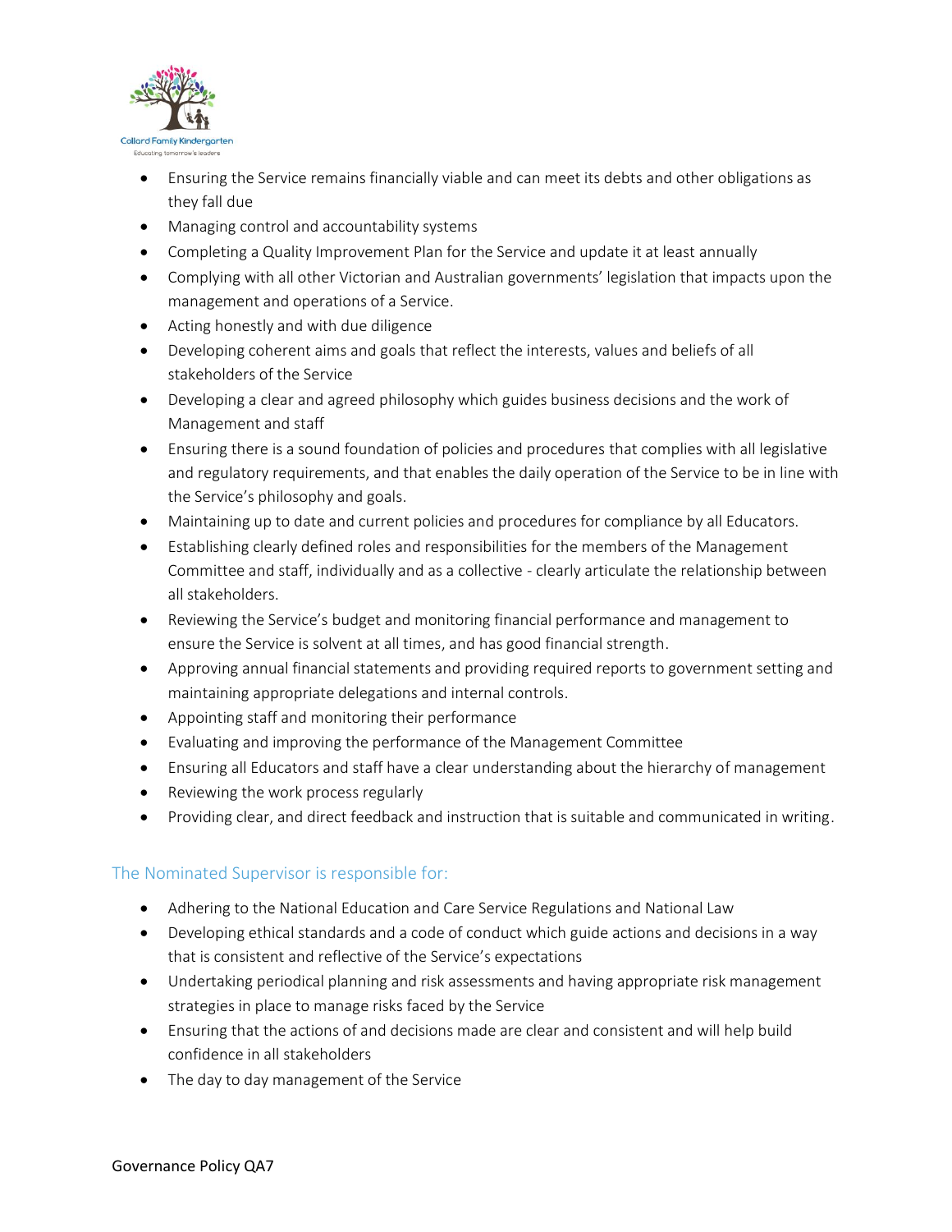- Ensuring the Service remains financially viable and can meet its debts and other obligations as they fall due
- Managing control and accountability systems
- Completing a Quality Improvement Plan for the Service and update it at least annually
- Complying with all other Victorian and Australian governments' legislation that impacts upon the management and operations of a Service.
- Acting honestly and with due diligence
- Developing coherent aims and goals that reflect the interests, values and beliefs of all stakeholders of the Service
- Developing a clear and agreed philosophy which guides business decisions and the work of Management and staff
- Ensuring there is a sound foundation of policies and procedures that complies with all legislative and regulatory requirements, and that enables the daily operation of the Service to be in line with the Service's philosophy and goals.
- Maintaining up to date and current policies and procedures for compliance by all Educators.
- Establishing clearly defined roles and responsibilities for the members of the Management Committee and staff, individually and as a collective - clearly articulate the relationship between all stakeholders.
- Reviewing the Service's budget and monitoring financial performance and management to ensure the Service is solvent at all times, and has good financial strength.
- Approving annual financial statements and providing required reports to government setting and maintaining appropriate delegations and internal controls.
- Appointing staff and monitoring their performance
- Evaluating and improving the performance of the Management Committee
- Ensuring all Educators and staff have a clear understanding about the hierarchy of management
- Reviewing the work process regularly
- Providing clear, and direct feedback and instruction that is suitable and communicated in writing.

## The Nominated Supervisor is responsible for:

- Adhering to the National Education and Care Service Regulations and National Law
- Developing ethical standards and a code of conduct which guide actions and decisions in a way that is consistent and reflective of the Service's expectations
- Undertaking periodical planning and risk assessments and having appropriate risk management strategies in place to manage risks faced by the Service
- Ensuring that the actions of and decisions made are clear and consistent and will help build confidence in all stakeholders
- The day to day management of the Service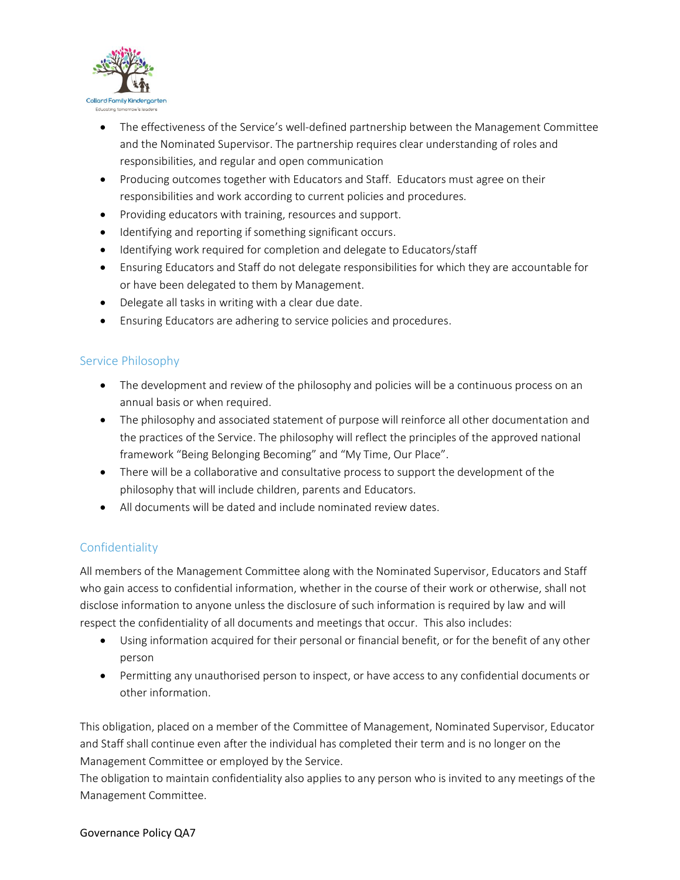- The effectiveness of the Service's well-defined partnership between the Management Committee and the Nominated Supervisor. The partnership requires clear understanding of roles and responsibilities, and regular and open communication
- Producing outcomes together with Educators and Staff. Educators must agree on their responsibilities and work according to current policies and procedures.
- Providing educators with training, resources and support.
- Identifying and reporting if something significant occurs.
- Identifying work required for completion and delegate to Educators/staff
- Ensuring Educators and Staff do not delegate responsibilities for which they are accountable for or have been delegated to them by Management.
- Delegate all tasks in writing with a clear due date.
- Ensuring Educators are adhering to service policies and procedures.

## Service Philosophy

- The development and review of the philosophy and policies will be a continuous process on an annual basis or when required.
- The philosophy and associated statement of purpose will reinforce all other documentation and the practices of the Service. The philosophy will reflect the principles of the approved national framework "Being Belonging Becoming" and "My Time, Our Place".
- There will be a collaborative and consultative process to support the development of the philosophy that will include children, parents and Educators.
- All documents will be dated and include nominated review dates.

## Confidentiality

All members of the Management Committee along with the Nominated Supervisor, Educators and Staff who gain access to confidential information, whether in the course of their work or otherwise, shall not disclose information to anyone unless the disclosure of such information is required by law and will respect the confidentiality of all documents and meetings that occur. This also includes:

- Using information acquired for their personal or financial benefit, or for the benefit of any other person
- Permitting any unauthorised person to inspect, or have access to any confidential documents or other information.

This obligation, placed on a member of the Committee of Management, Nominated Supervisor, Educator and Staff shall continue even after the individual has completed their term and is no longer on the Management Committee or employed by the Service.

The obligation to maintain confidentiality also applies to any person who is invited to any meetings of the Management Committee.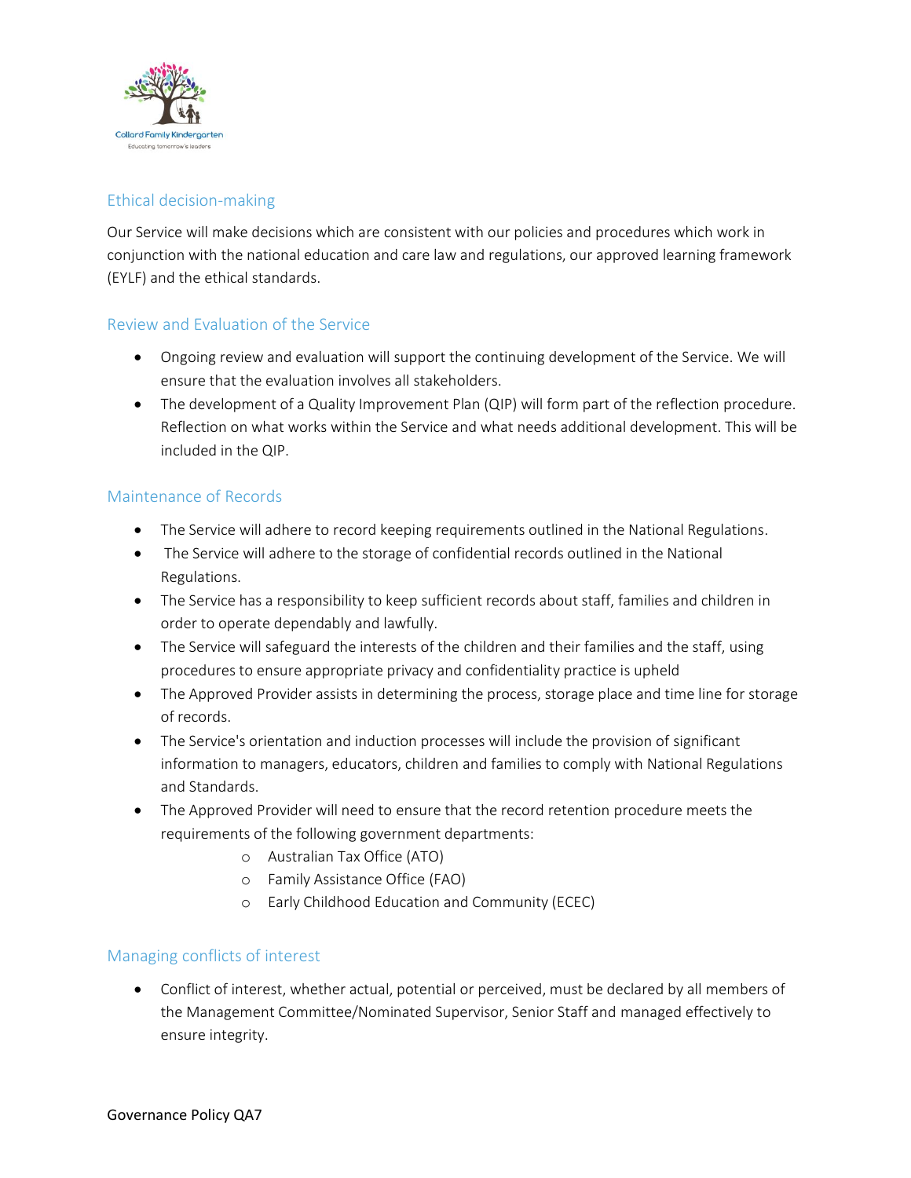## Ethical decision-making

Our Service will make decisions which are consistent with our policies and procedures which work in conjunction with the national education and care law and regulations, our approved learning framework (EYLF) and the ethical standards.

## Review and Evaluation of the Service

- Ongoing review and evaluation will support the continuing development of the Service. We will ensure that the evaluation involves all stakeholders.
- The development of a Quality Improvement Plan (QIP) will form part of the reflection procedure. Reflection on what works within the Service and what needs additional development. This will be included in the QIP.

## Maintenance of Records

- The Service will adhere to record keeping requirements outlined in the National Regulations.
- The Service will adhere to the storage of confidential records outlined in the National Regulations.
- The Service has a responsibility to keep sufficient records about staff, families and children in order to operate dependably and lawfully.
- The Service will safeguard the interests of the children and their families and the staff, using procedures to ensure appropriate privacy and confidentiality practice is upheld
- The Approved Provider assists in determining the process, storage place and time line for storage of records.
- The Service's orientation and induction processes will include the provision of significant information to managers, educators, children and families to comply with National Regulations and Standards.
- The Approved Provider will need to ensure that the record retention procedure meets the requirements of the following government departments:
  - Australian Tax Office (ATO)
  - Family Assistance Office (FAO)
  - Early Childhood Education and Community (ECEC)

## Managing conflicts of interest

- Conflict of interest, whether actual, potential or perceived, must be declared by all members of the Management Committee/Nominated Supervisor, Senior Staff and managed effectively to ensure integrity.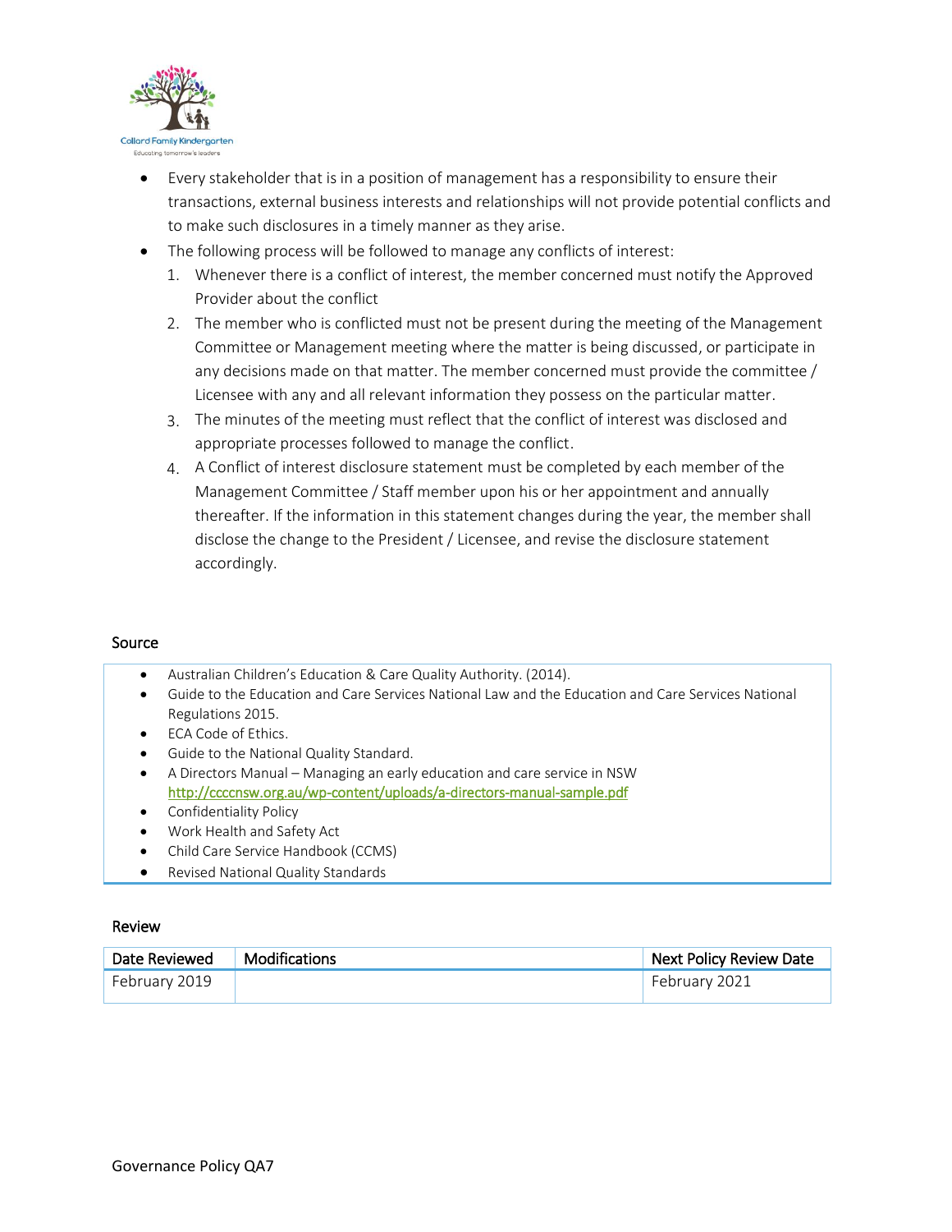- Every stakeholder that is in a position of management has a responsibility to ensure their transactions, external business interests and relationships will not provide potential conflicts and to make such disclosures in a timely manner as they arise.
- The following process will be followed to manage any conflicts of interest:
  1. Whenever there is a conflict of interest, the member concerned must notify the Approved Provider about the conflict
  2. The member who is conflicted must not be present during the meeting of the Management Committee or Management meeting where the matter is being discussed, or participate in any decisions made on that matter. The member concerned must provide the committee / Licensee with any and all relevant information they possess on the particular matter.
  3. The minutes of the meeting must reflect that the conflict of interest was disclosed and appropriate processes followed to manage the conflict.
  4. A Conflict of interest disclosure statement must be completed by each member of the Management Committee / Staff member upon his or her appointment and annually thereafter. If the information in this statement changes during the year, the member shall disclose the change to the President / Licensee, and revise the disclosure statement accordingly.

## Source

- Australian Children's Education & Care Quality Authority. (2014).
- Guide to the Education and Care Services National Law and the Education and Care Services National Regulations 2015.
- ECA Code of Ethics.
- Guide to the National Quality Standard.
- A Directors Manual – Managing an early education and care service in NSW http://ccccnsw.org.au/wp-content/uploads/a-directors-manual-sample.pdf
- Confidentiality Policy
- Work Health and Safety Act
- Child Care Service Handbook (CCMS)
- Revised National Quality Standards

## Review

| Date Reviewed | Modifications | Next Policy Review Date |
|---|---|---|
| February 2019 | | February 2021 |